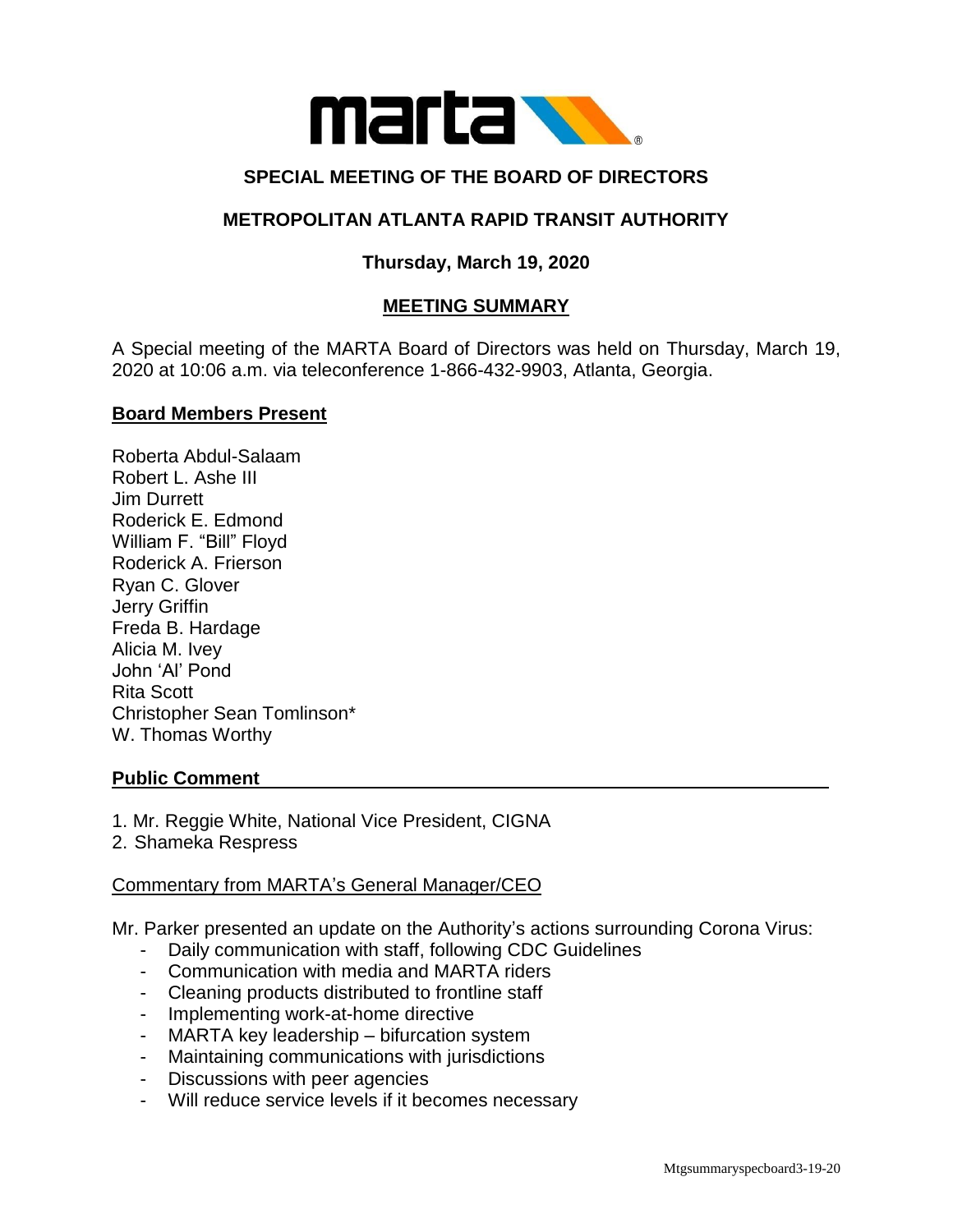## SPECIAL MEETING OF THE BOARD OF DIRECTORS

## METROPOLITAN ATLANTA RAPID TRANSIT AUTHORITY

### Thursday, March 19, 2020

### MEETING SUMMARY

A Special meeting of the MARTA Board of Directors was held on Thursday, March 19, 2020 at 10:06 a.m. via teleconference 1-866-432-9903, Atlanta, Georgia.

**Board Members Present**

Roberta Abdul-Salaam
Robert L. Ashe III
Jim Durrett
Roderick E. Edmond
William F. "Bill" Floyd
Roderick A. Frierson
Ryan C. Glover
Jerry Griffin
Freda B. Hardage
Alicia M. Ivey
John 'Al' Pond
Rita Scott
Christopher Sean Tomlinson*
W. Thomas Worthy

**Public Comment**

1. Mr. Reggie White, National Vice President, CIGNA
2. Shameka Respress

Commentary from MARTA's General Manager/CEO

Mr. Parker presented an update on the Authority's actions surrounding Corona Virus:

- Daily communication with staff, following CDC Guidelines
- Communication with media and MARTA riders
- Cleaning products distributed to frontline staff
- Implementing work-at-home directive
- MARTA key leadership – bifurcation system
- Maintaining communications with jurisdictions
- Discussions with peer agencies
- Will reduce service levels if it becomes necessary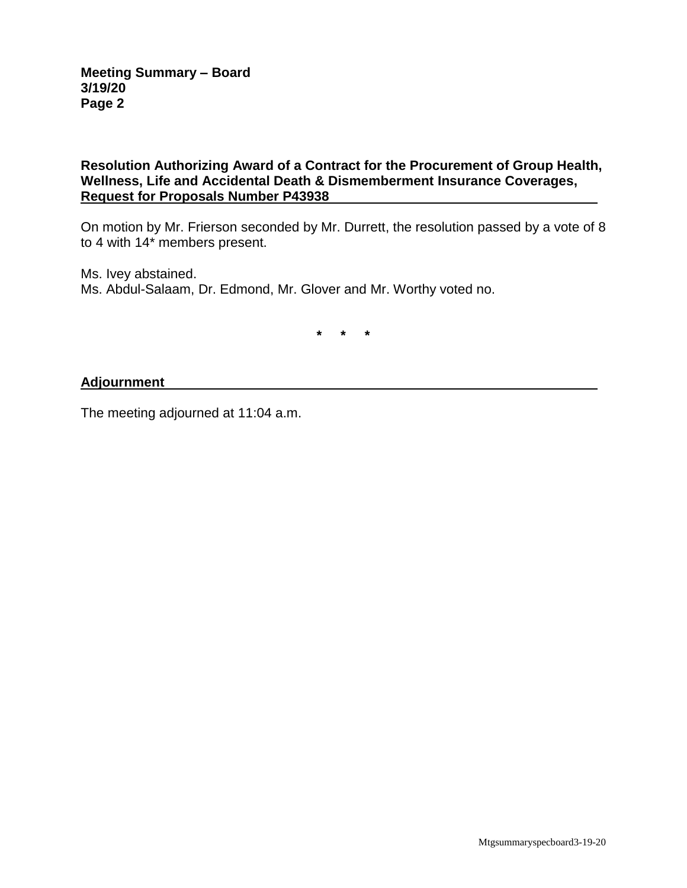**Resolution Authorizing Award of a Contract for the Procurement of Group Health, Wellness, Life and Accidental Death & Dismemberment Insurance Coverages, Request for Proposals Number P43938**

On motion by Mr. Frierson seconded by Mr. Durrett, the resolution passed by a vote of 8 to 4 with 14* members present.

Ms. Ivey abstained.
Ms. Abdul-Salaam, Dr. Edmond, Mr. Glover and Mr. Worthy voted no.

\* \* \*

**Adjournment**

The meeting adjourned at 11:04 a.m.